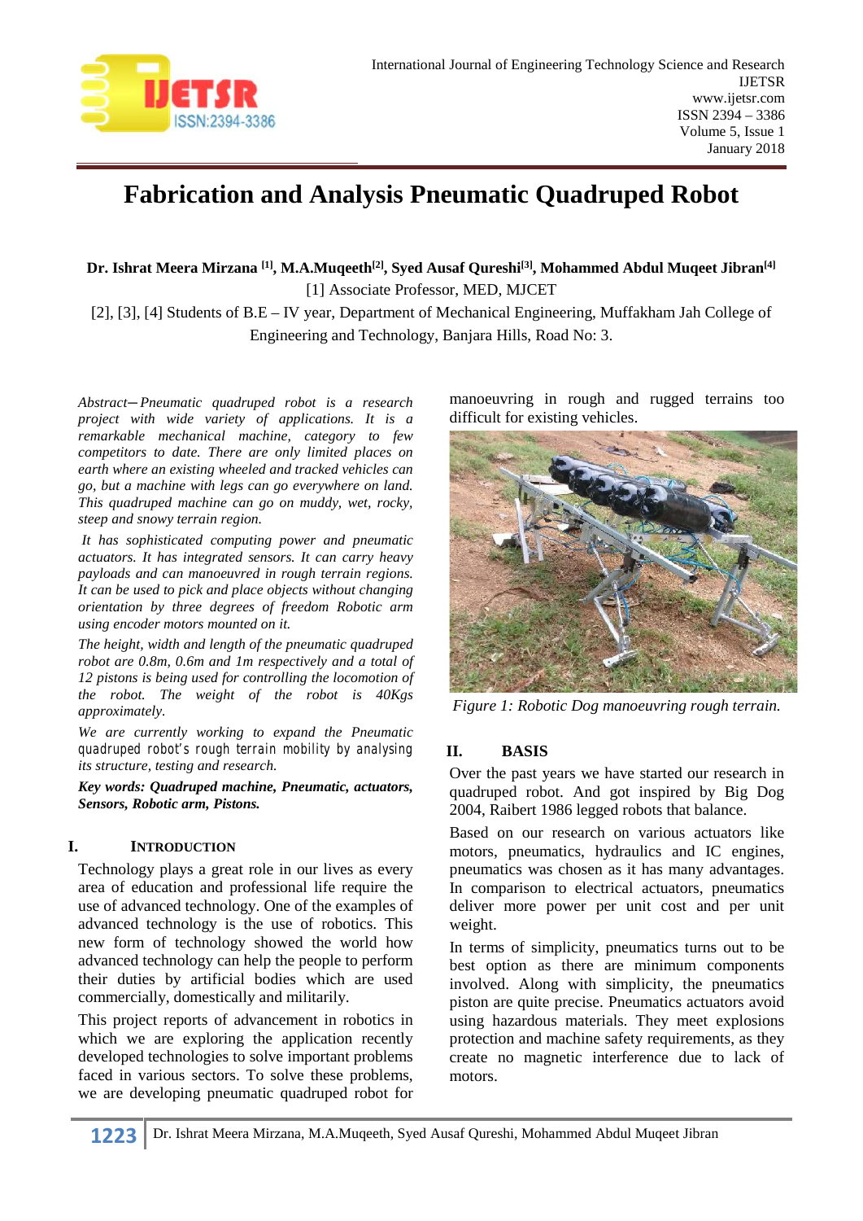# Fabrication and Analysis Pneumatic Quadruped Robot

**Dr. Ishrat Meera Mirzana [1], M.A.Muqeeth[2], Syed Ausaf Qureshi[3], Mohammed Abdul Muqeet Jibran[4]**

[1] Associate Professor, MED, MJCET

[2], [3], [4] Students of B.E – IV year, Department of Mechanical Engineering, Muffakham Jah College of Engineering and Technology, Banjara Hills, Road No: 3.

*Abstract—Pneumatic quadruped robot is a research project with wide variety of applications. It is a remarkable mechanical machine, category to few competitors to date. There are only limited places on earth where an existing wheeled and tracked vehicles can go, but a machine with legs can go everywhere on land. This quadruped machine can go on muddy, wet, rocky, steep and snowy terrain region.*

*It has sophisticated computing power and pneumatic actuators. It has integrated sensors. It can carry heavy payloads and can manoeuvred in rough terrain regions. It can be used to pick and place objects without changing orientation by three degrees of freedom Robotic arm using encoder motors mounted on it.*

*The height, width and length of the pneumatic quadruped robot are 0.8m, 0.6m and 1m respectively and a total of 12 pistons is being used for controlling the locomotion of the robot. The weight of the robot is 40Kgs approximately.*

*We are currently working to expand the Pneumatic quadruped robot's rough terrain mobility by analysing its structure, testing and research.*

***Key words: Quadruped machine, Pneumatic, actuators, Sensors, Robotic arm, Pistons.***

## I. Introduction

Technology plays a great role in our lives as every area of education and professional life require the use of advanced technology. One of the examples of advanced technology is the use of robotics. This new form of technology showed the world how advanced technology can help the people to perform their duties by artificial bodies which are used commercially, domestically and militarily.

This project reports of advancement in robotics in which we are exploring the application recently developed technologies to solve important problems faced in various sectors. To solve these problems, we are developing pneumatic quadruped robot for manoeuvring in rough and rugged terrains too difficult for existing vehicles.

*Figure 1: Robotic Dog manoeuvring rough terrain.*

## II. Basis

Over the past years we have started our research in quadruped robot. And got inspired by Big Dog 2004, Raibert 1986 legged robots that balance.

Based on our research on various actuators like motors, pneumatics, hydraulics and IC engines, pneumatics was chosen as it has many advantages. In comparison to electrical actuators, pneumatics deliver more power per unit cost and per unit weight.

In terms of simplicity, pneumatics turns out to be best option as there are minimum components involved. Along with simplicity, the pneumatics piston are quite precise. Pneumatics actuators avoid using hazardous materials. They meet explosions protection and machine safety requirements, as they create no magnetic interference due to lack of motors.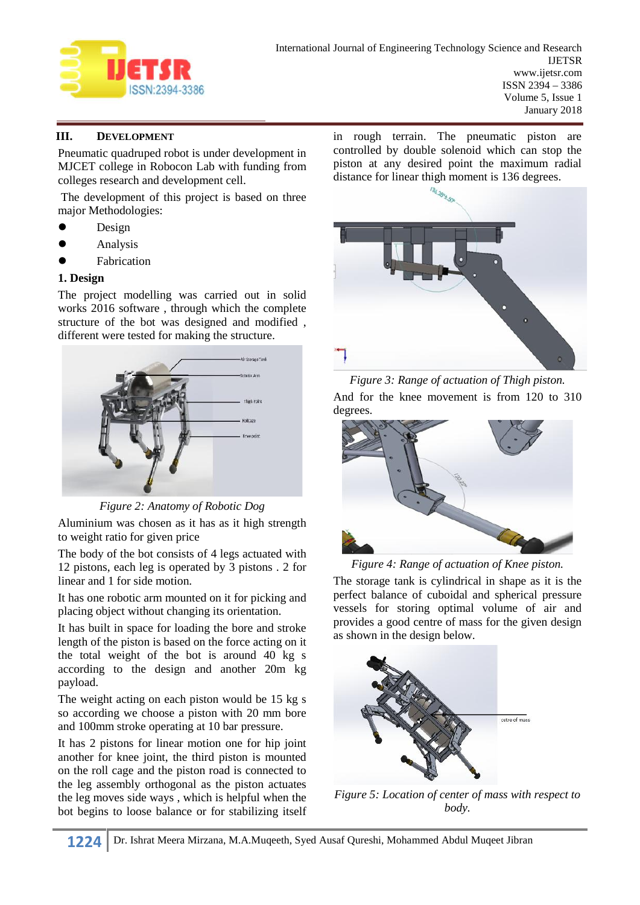## III. DEVELOPMENT

Pneumatic quadruped robot is under development in MJCET college in Robocon Lab with funding from colleges research and development cell.

The development of this project is based on three major Methodologies:

- Design
- Analysis
- Fabrication

### 1. Design

The project modelling was carried out in solid works 2016 software , through which the complete structure of the bot was designed and modified , different were tested for making the structure.

*Figure 2: Anatomy of Robotic Dog*

Aluminium was chosen as it has as it high strength to weight ratio for given price

The body of the bot consists of 4 legs actuated with 12 pistons, each leg is operated by 3 pistons . 2 for linear and 1 for side motion.

It has one robotic arm mounted on it for picking and placing object without changing its orientation.

It has built in space for loading the bore and stroke length of the piston is based on the force acting on it the total weight of the bot is around 40 kg s according to the design and another 20m kg payload.

The weight acting on each piston would be 15 kg s so according we choose a piston with 20 mm bore and 100mm stroke operating at 10 bar pressure.

It has 2 pistons for linear motion one for hip joint another for knee joint, the third piston is mounted on the roll cage and the piston road is connected to the leg assembly orthogonal as the piston actuates the leg moves side ways , which is helpful when the bot begins to loose balance or for stabilizing itself in rough terrain. The pneumatic piston are controlled by double solenoid which can stop the piston at any desired point the maximum radial distance for linear thigh moment is 136 degrees.

*Figure 3: Range of actuation of Thigh piston.*

And for the knee movement is from 120 to 310 degrees.

*Figure 4: Range of actuation of Knee piston.*

The storage tank is cylindrical in shape as it is the perfect balance of cuboidal and spherical pressure vessels for storing optimal volume of air and provides a good centre of mass for the given design as shown in the design below.

*Figure 5: Location of center of mass with respect to body.*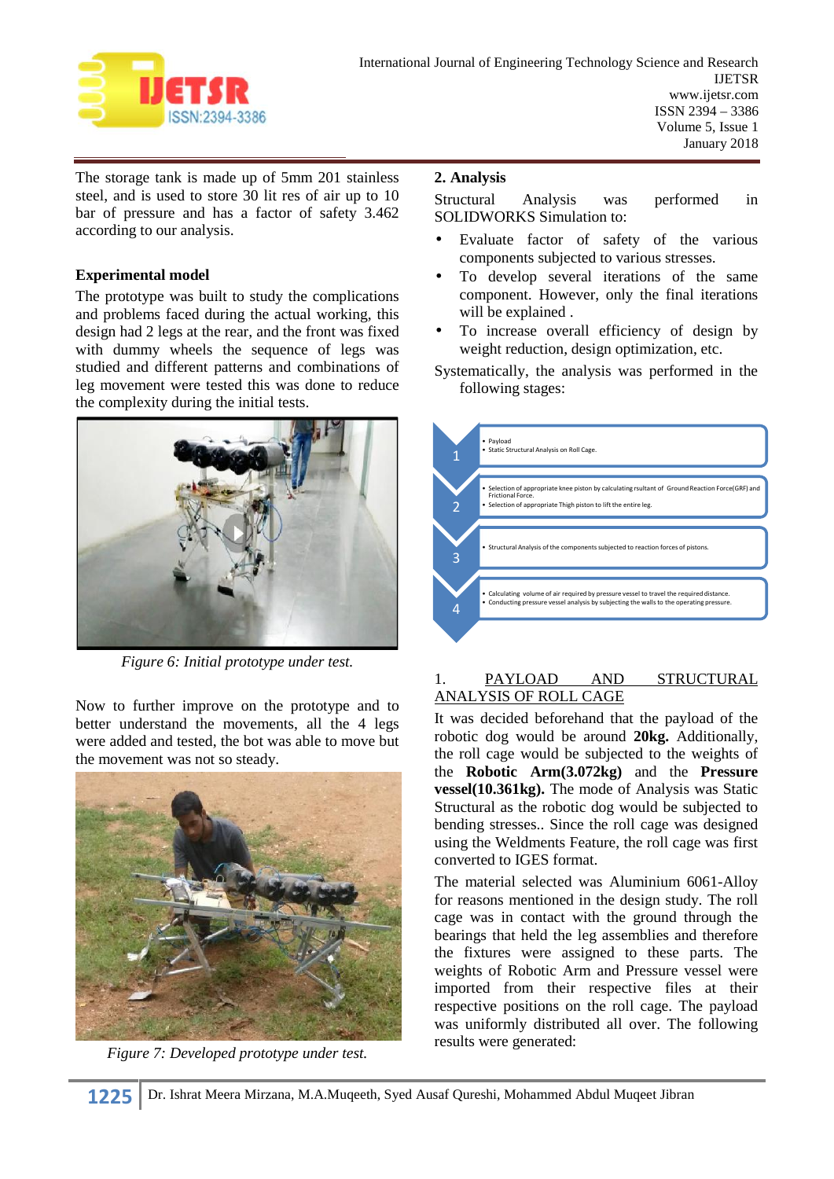The storage tank is made up of 5mm 201 stainless steel, and is used to store 30 lit res of air up to 10 bar of pressure and has a factor of safety 3.462 according to our analysis.

**Experimental model**

The prototype was built to study the complications and problems faced during the actual working, this design had 2 legs at the rear, and the front was fixed with dummy wheels the sequence of legs was studied and different patterns and combinations of leg movement were tested this was done to reduce the complexity during the initial tests.

*Figure 6: Initial prototype under test.*

Now to further improve on the prototype and to better understand the movements, all the 4 legs were added and tested, the bot was able to move but the movement was not so steady.

*Figure 7: Developed prototype under test.*

## 2. Analysis

Structural Analysis was performed in SOLIDWORKS Simulation to:

- Evaluate factor of safety of the various components subjected to various stresses.
- To develop several iterations of the same component. However, only the final iterations will be explained .
- To increase overall efficiency of design by weight reduction, design optimization, etc.

Systematically, the analysis was performed in the following stages:

1
- Payload
- Static Structural Analysis on Roll Cage.

2
- Selection of appropriate knee piston by calculating rsultant of Ground Reaction Force(GRF) and Frictional Force.
- Selection of appropriate Thigh piston to lift the entire leg.

3
- Structural Analysis of the components subjected to reaction forces of pistons.

4
- Calculating volume of air required by pressure vessel to travel the required distance.
- Conducting pressure vessel analysis by subjecting the walls to the operating pressure.

1. PAYLOAD AND STRUCTURAL ANALYSIS OF ROLL CAGE

It was decided beforehand that the payload of the robotic dog would be around **20kg.** Additionally, the roll cage would be subjected to the weights of the **Robotic Arm(3.072kg)** and the **Pressure vessel(10.361kg).** The mode of Analysis was Static Structural as the robotic dog would be subjected to bending stresses.. Since the roll cage was designed using the Weldments Feature, the roll cage was first converted to IGES format.

The material selected was Aluminium 6061-Alloy for reasons mentioned in the design study. The roll cage was in contact with the ground through the bearings that held the leg assemblies and therefore the fixtures were assigned to these parts. The weights of Robotic Arm and Pressure vessel were imported from their respective files at their respective positions on the roll cage. The payload was uniformly distributed all over. The following results were generated: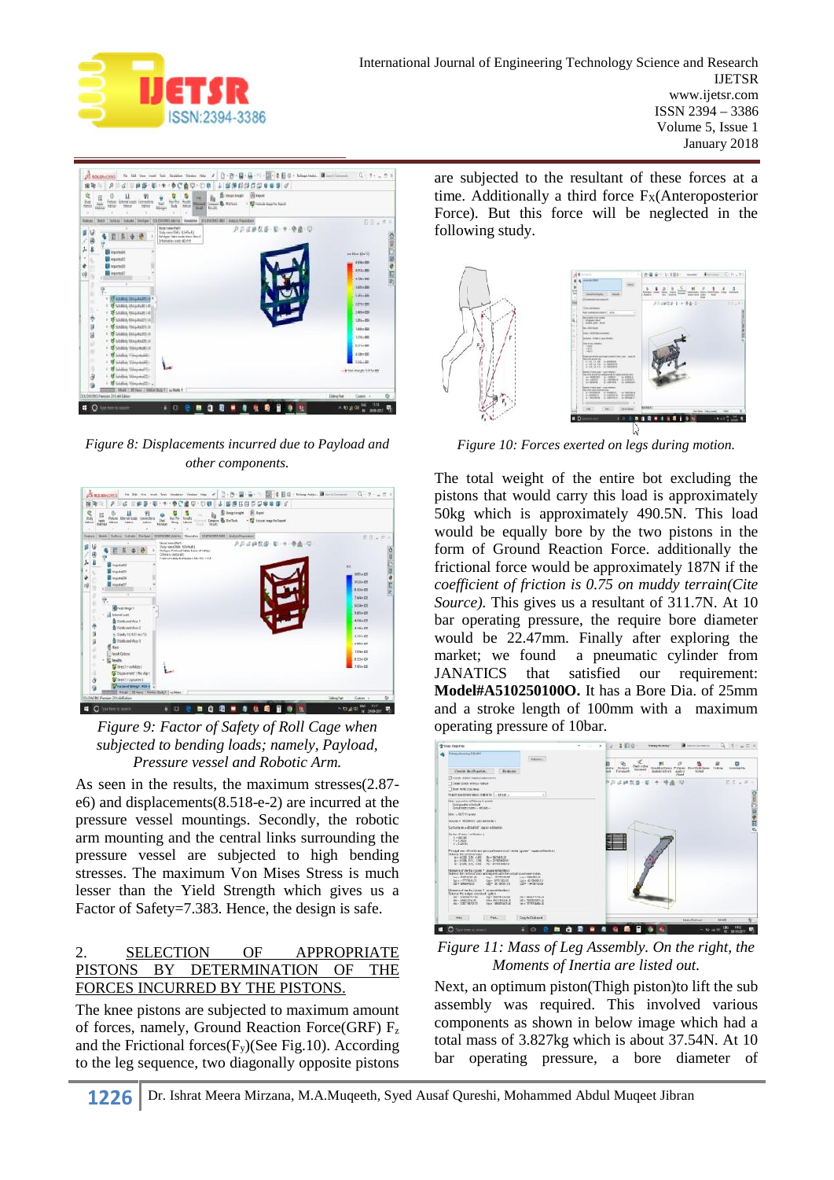*Figure 8: Displacements incurred due to Payload and other components.*

*Figure 9: Factor of Safety of Roll Cage when subjected to bending loads; namely, Payload, Pressure vessel and Robotic Arm.*

As seen in the results, the maximum stresses(2.87-e6) and displacements(8.518-e-2) are incurred at the pressure vessel mountings. Secondly, the robotic arm mounting and the central links surrounding the pressure vessel are subjected to high bending stresses. The maximum Von Mises Stress is much lesser than the Yield Strength which gives us a Factor of Safety=7.383. Hence, the design is safe.

## 2. SELECTION OF APPROPRIATE PISTONS BY DETERMINATION OF THE FORCES INCURRED BY THE PISTONS.

The knee pistons are subjected to maximum amount of forces, namely, Ground Reaction Force(GRF) $F_z$ and the Frictional forces($F_y$)(See Fig.10). According to the leg sequence, two diagonally opposite pistons are subjected to the resultant of these forces at a time. Additionally a third force $F_X$(Anteroposterior Force). But this force will be neglected in the following study.

*Figure 10: Forces exerted on legs during motion.*

The total weight of the entire bot excluding the pistons that would carry this load is approximately 50kg which is approximately 490.5N. This load would be equally bore by the two pistons in the form of Ground Reaction Force. additionally the frictional force would be approximately 187N if the *coefficient of friction is 0.75 on muddy terrain(Cite Source).* This gives us a resultant of 311.7N. At 10 bar operating pressure, the require bore diameter would be 22.47mm. Finally after exploring the market; we found a pneumatic cylinder from JANATICS that satisfied our requirement: **Model#A510250100O.** It has a Bore Dia. of 25mm and a stroke length of 100mm with a maximum operating pressure of 10bar.

*Figure 11: Mass of Leg Assembly. On the right, the Moments of Inertia are listed out.*

Next, an optimum piston(Thigh piston)to lift the sub assembly was required. This involved various components as shown in below image which had a total mass of 3.827kg which is about 37.54N. At 10 bar operating pressure, a bore diameter of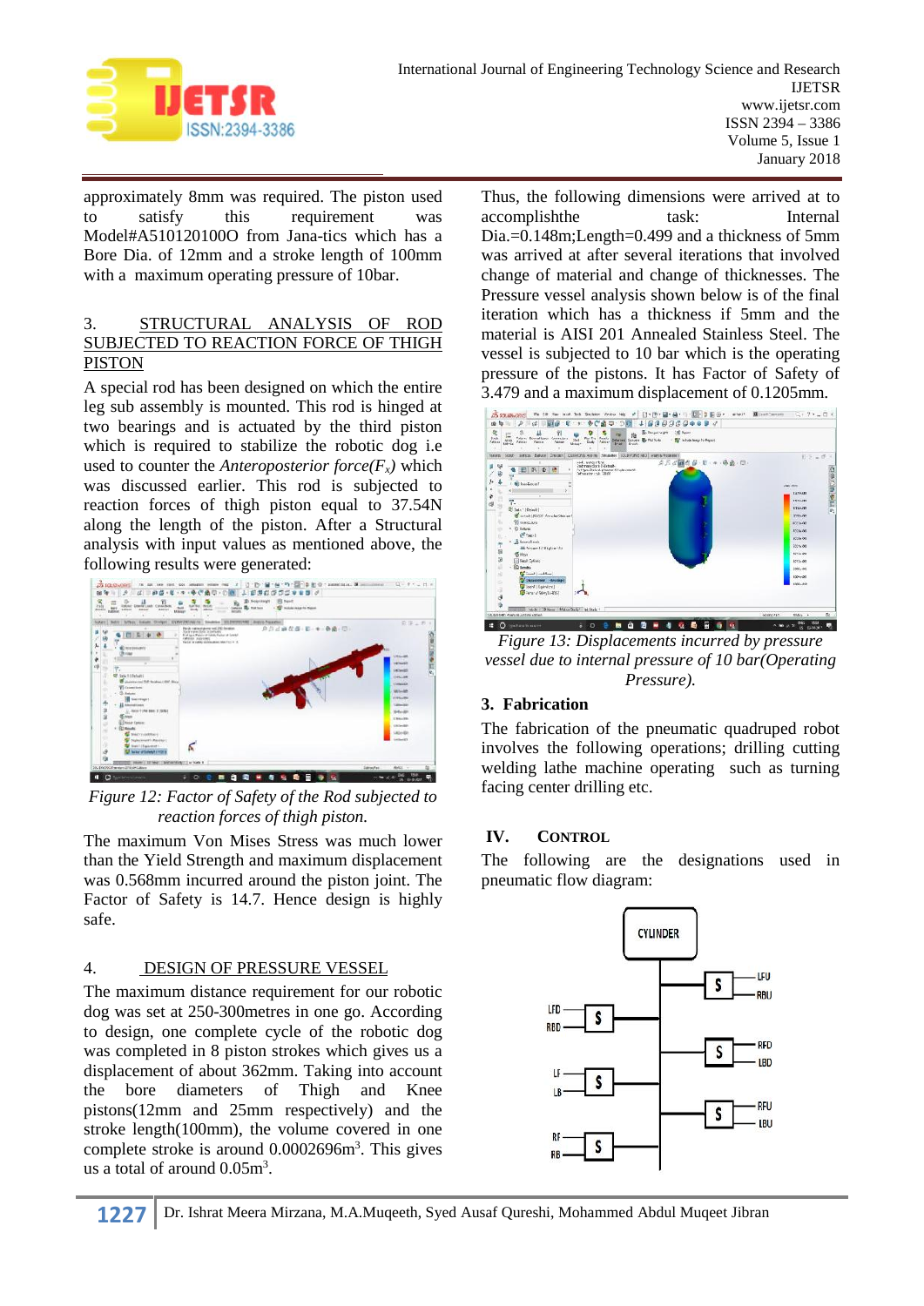approximately 8mm was required. The piston used to satisfy this requirement was Model#A510120100O from Jana-tics which has a Bore Dia. of 12mm and a stroke length of 100mm with a maximum operating pressure of 10bar.

## 3. STRUCTURAL ANALYSIS OF ROD SUBJECTED TO REACTION FORCE OF THIGH PISTON

A special rod has been designed on which the entire leg sub assembly is mounted. This rod is hinged at two bearings and is actuated by the third piston which is required to stabilize the robotic dog i.e used to counter the *Anteroposterior force($F_x$)* which was discussed earlier. This rod is subjected to reaction forces of thigh piston equal to 37.54N along the length of the piston. After a Structural analysis with input values as mentioned above, the following results were generated:

*Figure 12: Factor of Safety of the Rod subjected to reaction forces of thigh piston.*

The maximum Von Mises Stress was much lower than the Yield Strength and maximum displacement was 0.568mm incurred around the piston joint. The Factor of Safety is 14.7. Hence design is highly safe.

## 4. DESIGN OF PRESSURE VESSEL

The maximum distance requirement for our robotic dog was set at 250-300metres in one go. According to design, one complete cycle of the robotic dog was completed in 8 piston strokes which gives us a displacement of about 362mm. Taking into account the bore diameters of Thigh and Knee pistons(12mm and 25mm respectively) and the stroke length(100mm), the volume covered in one complete stroke is around 0.0002696m$^3$. This gives us a total of around 0.05m$^3$.

Thus, the following dimensions were arrived at to accomplishthe task: Internal Dia.=0.148m;Length=0.499 and a thickness of 5mm was arrived at after several iterations that involved change of material and change of thicknesses. The Pressure vessel analysis shown below is of the final iteration which has a thickness if 5mm and the material is AISI 201 Annealed Stainless Steel. The vessel is subjected to 10 bar which is the operating pressure of the pistons. It has Factor of Safety of 3.479 and a maximum displacement of 0.1205mm.

*Figure 13: Displacements incurred by pressure vessel due to internal pressure of 10 bar(Operating Pressure).*

## 3. Fabrication

The fabrication of the pneumatic quadruped robot involves the following operations; drilling cutting welding lathe machine operating such as turning facing center drilling etc.

# IV. CONTROL

The following are the designations used in pneumatic flow diagram: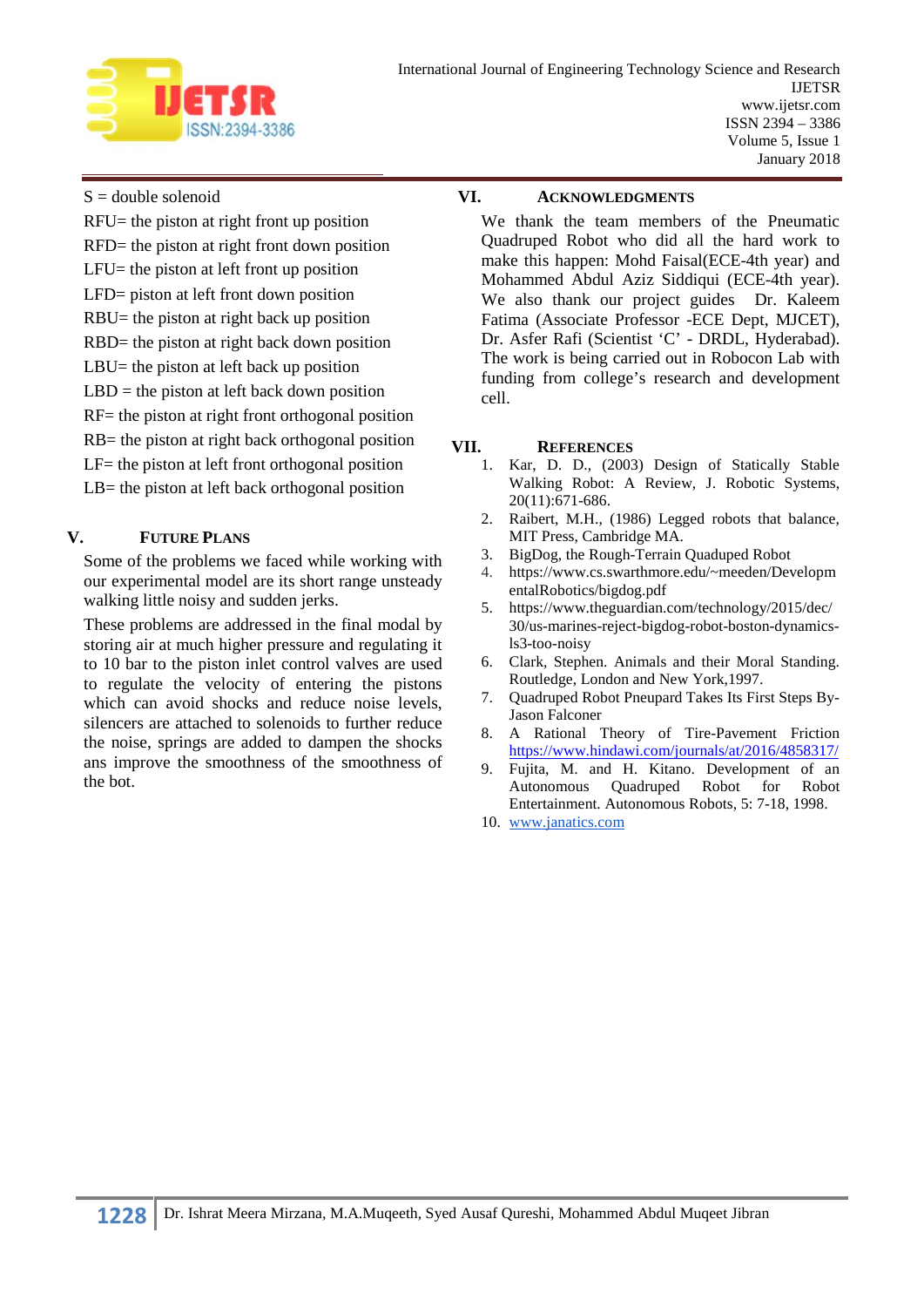S = double solenoid

RFU= the piston at right front up position

RFD= the piston at right front down position

LFU= the piston at left front up position

LFD= piston at left front down position

RBU= the piston at right back up position

RBD= the piston at right back down position

LBU= the piston at left back up position

LBD = the piston at left back down position

RF= the piston at right front orthogonal position

RB= the piston at right back orthogonal position

LF= the piston at left front orthogonal position

LB= the piston at left back orthogonal position

## V. Future Plans

Some of the problems we faced while working with our experimental model are its short range unsteady walking little noisy and sudden jerks.

These problems are addressed in the final modal by storing air at much higher pressure and regulating it to 10 bar to the piston inlet control valves are used to regulate the velocity of entering the pistons which can avoid shocks and reduce noise levels, silencers are attached to solenoids to further reduce the noise, springs are added to dampen the shocks ans improve the smoothness of the smoothness of the bot.

## VI. Acknowledgments

We thank the team members of the Pneumatic Quadruped Robot who did all the hard work to make this happen: Mohd Faisal(ECE-4th year) and Mohammed Abdul Aziz Siddiqui (ECE-4th year). We also thank our project guides Dr. Kaleem Fatima (Associate Professor -ECE Dept, MJCET), Dr. Asfer Rafi (Scientist 'C' - DRDL, Hyderabad). The work is being carried out in Robocon Lab with funding from college's research and development cell.

## VII. References

1. Kar, D. D., (2003) Design of Statically Stable Walking Robot: A Review, J. Robotic Systems, 20(11):671-686.
2. Raibert, M.H., (1986) Legged robots that balance, MIT Press, Cambridge MA.
3. BigDog, the Rough-Terrain Quaduped Robot
4. https://www.cs.swarthmore.edu/~meeden/DevelopmentalRobotics/bigdog.pdf
5. https://www.theguardian.com/technology/2015/dec/30/us-marines-reject-bigdog-robot-boston-dynamics-ls3-too-noisy
6. Clark, Stephen. Animals and their Moral Standing. Routledge, London and New York,1997.
7. Quadruped Robot Pneupard Takes Its First Steps By-Jason Falconer
8. A Rational Theory of Tire-Pavement Friction https://www.hindawi.com/journals/at/2016/4858317/
9. Fujita, M. and H. Kitano. Development of an Autonomous Quadruped Robot for Robot Entertainment. Autonomous Robots, 5: 7-18, 1998.
10. www.janatics.com